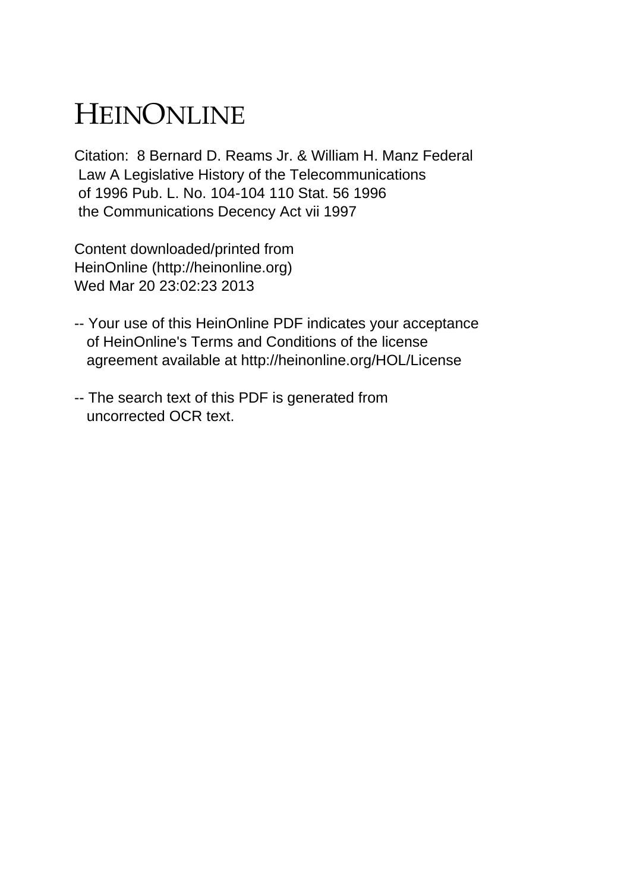# HEINONLINE

Citation: 8 Bernard D. Reams Jr. & William H. Manz Federal Law A Legislative History of the Telecommunications of 1996 Pub. L. No. 104-104 110 Stat. 56 1996 the Communications Decency Act vii 1997

Content downloaded/printed from HeinOnline (http://heinonline.org) Wed Mar 20 23:02:23 2013

-- Your use of this HeinOnline PDF indicates your acceptance of HeinOnline's Terms and Conditions of the license agreement available at http://heinonline.org/HOL/License

-- The search text of this PDF is generated from uncorrected OCR text.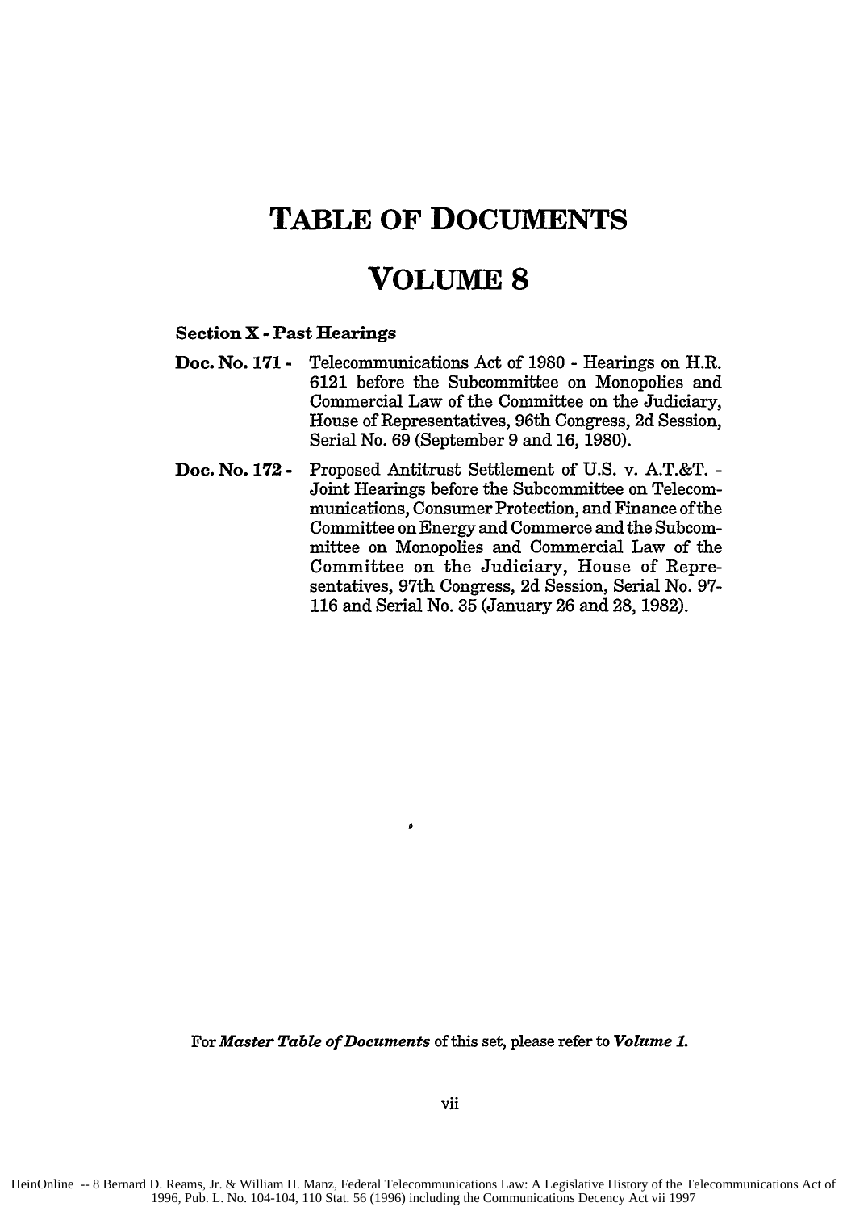# TABLE OF DOCUMENTS

## VOLUME 8

**Section X - Past Hearings**

**Doc. No. 171 -** Telecommunications Act of 1980 - Hearings on H.R. 6121 before the Subcommittee on Monopolies and Commercial Law of the Committee on the Judiciary, House of Representatives, 96th Congress, 2d Session, Serial No. 69 (September 9 and 16, 1980).

**Doc. No. 172 -** Proposed Antitrust Settlement of U.S. v. A.T.&T. - Joint Hearings before the Subcommittee on Telecommunications, Consumer Protection, and Finance of the Committee on Energy and Commerce and the Subcommittee on Monopolies and Commercial Law of the Committee on the Judiciary, House of Representatives, 97th Congress, 2d Session, Serial No. 97-116 and Serial No. 35 (January 26 and 28, 1982).

For ***Master Table of Documents*** of this set, please refer to ***Volume 1.***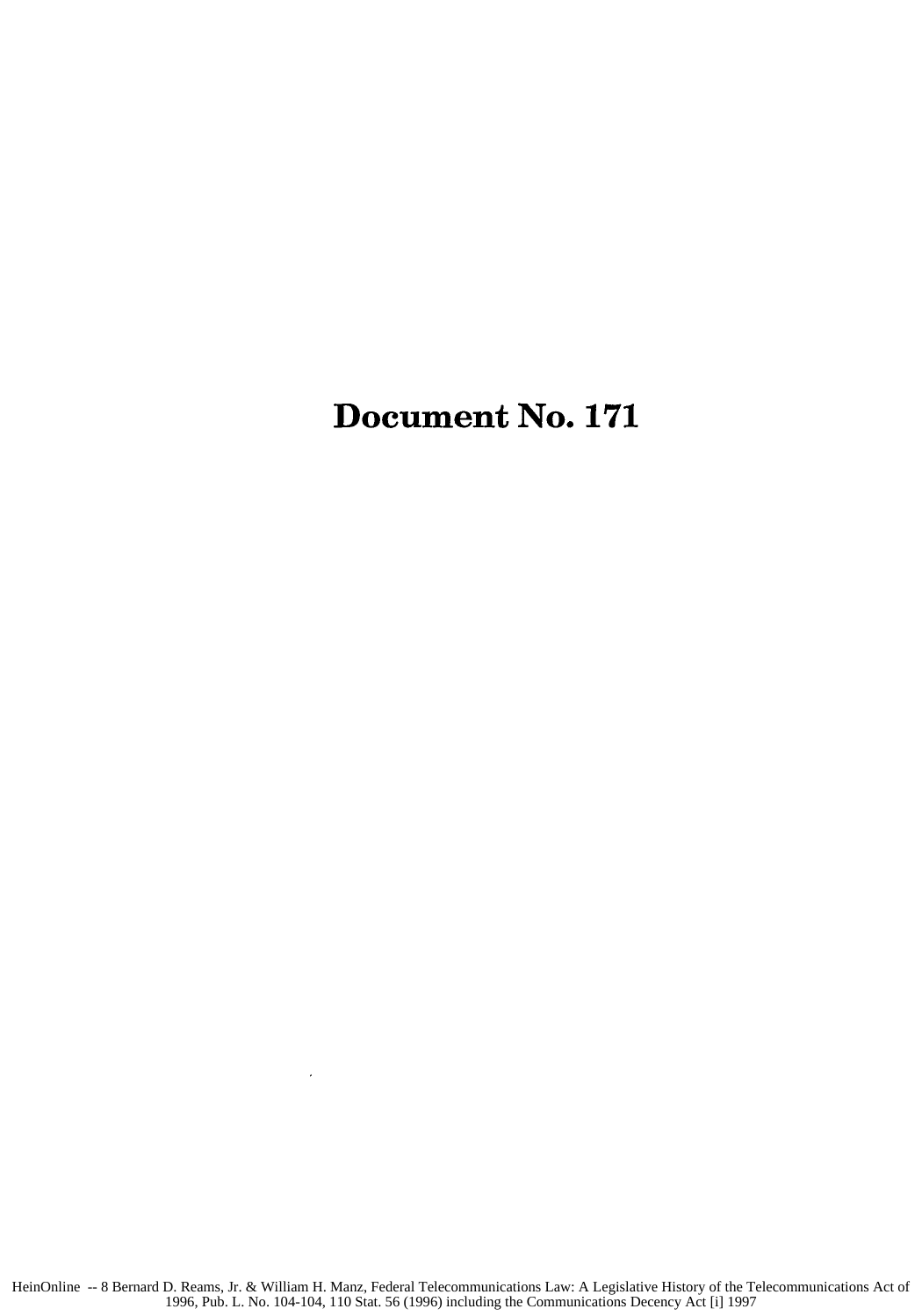# Document No. 171